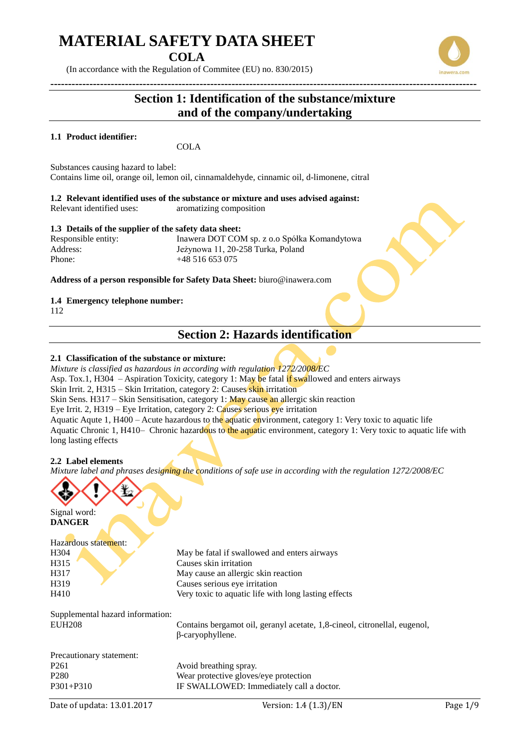# MATERIAL SAFETY DATA SHEET

**COLA**

(In accordance with the Regulation of Commitee (EU) no. 830/2015)

## Section 1: Identification of the substance/mixture and of the company/undertaking

**1.1 Product identifier:**

COLA

Substances causing hazard to label:
Contains lime oil, orange oil, lemon oil, cinnamaldehyde, cinnamic oil, d-limonene, citral

**1.2 Relevant identified uses of the substance or mixture and uses advised against:**

Relevant identified uses: aromatizing composition

**1.3 Details of the supplier of the safety data sheet:**

| | |
|---|---|
| Responsible entity: | Inawera DOT COM sp. z o.o Spółka Komandytowa |
| Address: | Jeżynowa 11, 20-258 Turka, Poland |
| Phone: | +48 516 653 075 |

**Address of a person responsible for Safety Data Sheet:** biuro@inawera.com

**1.4 Emergency telephone number:**

112

## Section 2: Hazards identification

**2.1 Classification of the substance or mixture:**

*Mixture is classified as hazardous in according with regulation 1272/2008/EC*

Asp. Tox.1, H304 – Aspiration Toxicity, category 1: May be fatal if swallowed and enters airways
Skin Irrit. 2, H315 – Skin Irritation, category 2: Causes skin irritation
Skin Sens. H317 – Skin Sensitisation, category 1: May cause an allergic skin reaction
Eye Irrit. 2, H319 – Eye Irritation, category 2: Causes serious eye irritation
Aquatic Aqute 1, H400 – Acute hazardous to the aquatic environment, category 1: Very toxic to aquatic life
Aquatic Chronic 1, H410– Chronic hazardous to the aquatic environment, category 1: Very toxic to aquatic life with long lasting effects

**2.2 Label elements**

*Mixture label and phrases designing the conditions of safe use in according with the regulation 1272/2008/EC*

Signal word:
**DANGER**

Hazardous statement:

| | |
|---|---|
| H304 | May be fatal if swallowed and enters airways |
| H315 | Causes skin irritation |
| H317 | May cause an allergic skin reaction |
| H319 | Causes serious eye irritation |
| H410 | Very toxic to aquatic life with long lasting effects |

Supplemental hazard information:

| | |
|---|---|
| EUH208 | Contains bergamot oil, geranyl acetate, 1,8-cineol, citronellal, eugenol, β-caryophyllene. |

Precautionary statement:

| | |
|---|---|
| P261 | Avoid breathing spray. |
| P280 | Wear protective gloves/eye protection |
| P301+P310 | IF SWALLOWED: Immediately call a doctor. |

Date of updata: 13.01.2017 Version: 1.4 (1.3)/EN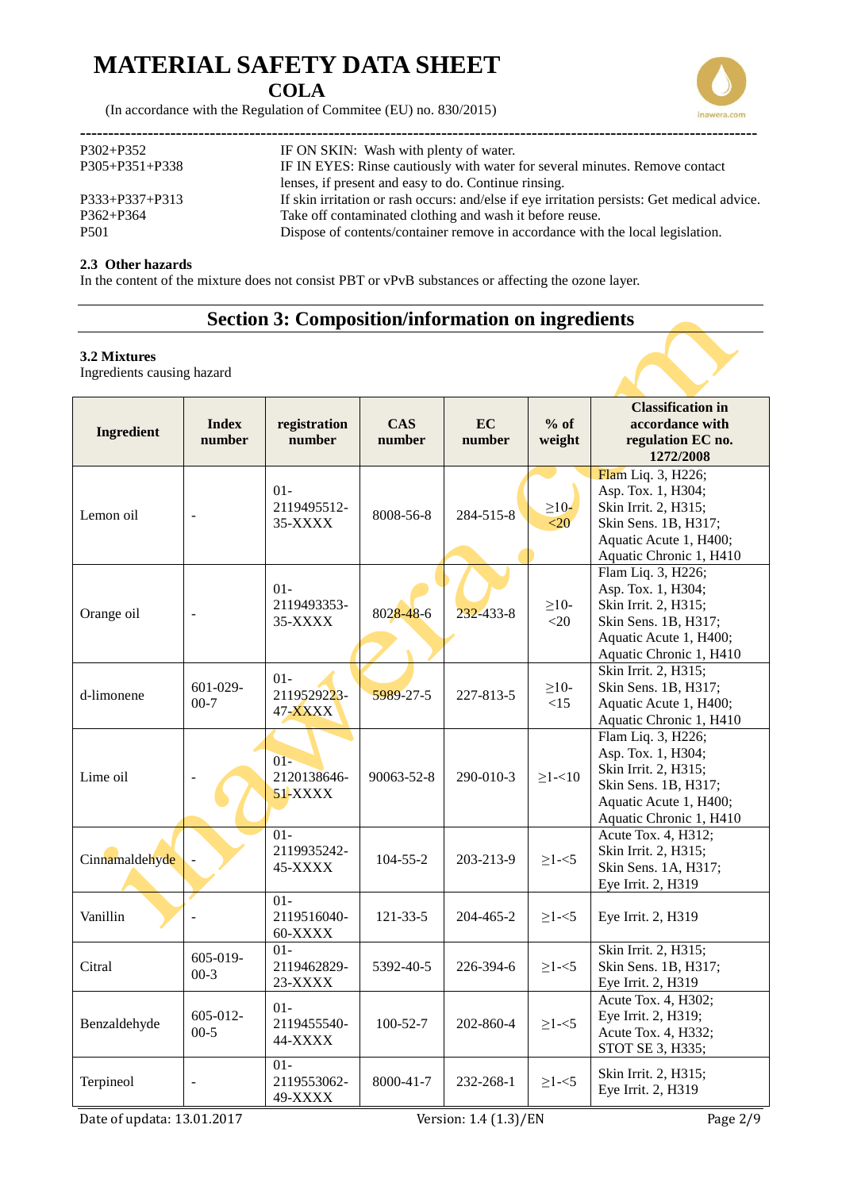| | |
|---|---|
| P302+P352 | IF ON SKIN: Wash with plenty of water. |
| P305+P351+P338 | IF IN EYES: Rinse cautiously with water for several minutes. Remove contact lenses, if present and easy to do. Continue rinsing. |
| P333+P337+P313 | If skin irritation or rash occurs: and/else if eye irritation persists: Get medical advice. |
| P362+P364 | Take off contaminated clothing and wash it before reuse. |
| P501 | Dispose of contents/container remove in accordance with the local legislation. |

**2.3 Other hazards**

In the content of the mixture does not consist PBT or vPvB substances or affecting the ozone layer.

## Section 3: Composition/information on ingredients

**3.2 Mixtures**

Ingredients causing hazard

| Ingredient | Index number | registration number | CAS number | EC number | % of weight | Classification in accordance with regulation EC no. 1272/2008 |
|---|---|---|---|---|---|---|
| Lemon oil | - | 01-2119495512-35-XXXX | 8008-56-8 | 284-515-8 | ≥10-<20 | Flam Liq. 3, H226; Asp. Tox. 1, H304; Skin Irrit. 2, H315; Skin Sens. 1B, H317; Aquatic Acute 1, H400; Aquatic Chronic 1, H410 |
| Orange oil | - | 01-2119493353-35-XXXX | 8028-48-6 | 232-433-8 | ≥10-<20 | Flam Liq. 3, H226; Asp. Tox. 1, H304; Skin Irrit. 2, H315; Skin Sens. 1B, H317; Aquatic Acute 1, H400; Aquatic Chronic 1, H410 |
| d-limonene | 601-029-00-7 | 01-2119529223-47-XXXX | 5989-27-5 | 227-813-5 | ≥10-<15 | Skin Irrit. 2, H315; Skin Sens. 1B, H317; Aquatic Acute 1, H400; Aquatic Chronic 1, H410 |
| Lime oil | - | 01-2120138646-51-XXXX | 90063-52-8 | 290-010-3 | ≥1-<10 | Flam Liq. 3, H226; Asp. Tox. 1, H304; Skin Irrit. 2, H315; Skin Sens. 1B, H317; Aquatic Acute 1, H400; Aquatic Chronic 1, H410 |
| Cinnamaldehyde | - | 01-2119935242-45-XXXX | 104-55-2 | 203-213-9 | ≥1-<5 | Acute Tox. 4, H312; Skin Irrit. 2, H315; Skin Sens. 1A, H317; Eye Irrit. 2, H319 |
| Vanillin | - | 01-2119516040-60-XXXX | 121-33-5 | 204-465-2 | ≥1-<5 | Eye Irrit. 2, H319 |
| Citral | 605-019-00-3 | 01-2119462829-23-XXXX | 5392-40-5 | 226-394-6 | ≥1-<5 | Skin Irrit. 2, H315; Skin Sens. 1B, H317; Eye Irrit. 2, H319 |
| Benzaldehyde | 605-012-00-5 | 01-2119455540-44-XXXX | 100-52-7 | 202-860-4 | ≥1-<5 | Acute Tox. 4, H302; Eye Irrit. 2, H319; Acute Tox. 4, H332; STOT SE 3, H335; |
| Terpineol | - | 01-2119553062-49-XXXX | 8000-41-7 | 232-268-1 | ≥1-<5 | Skin Irrit. 2, H315; Eye Irrit. 2, H319 |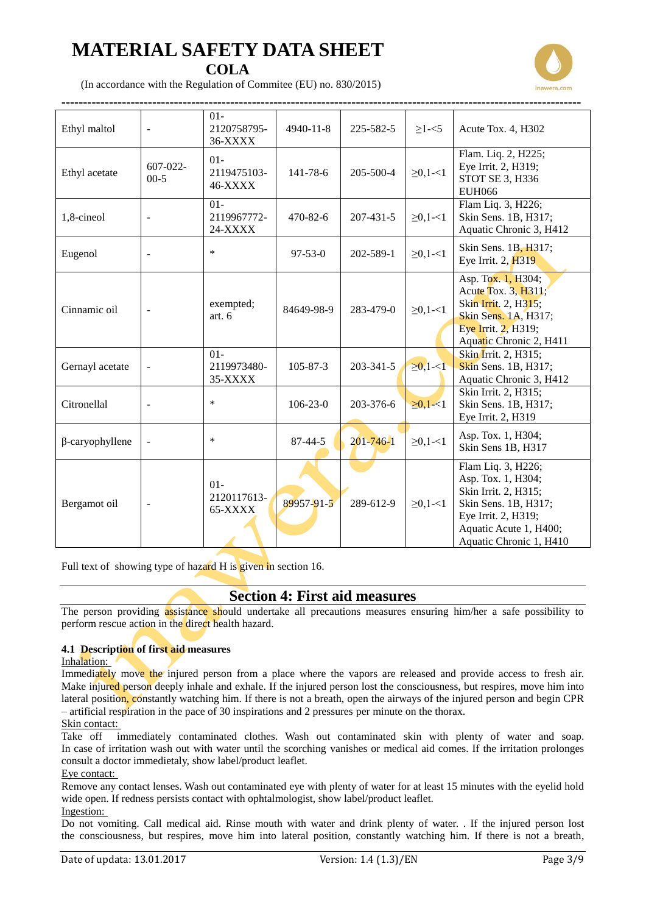# MATERIAL SAFETY DATA SHEET

## COLA

(In accordance with the Regulation of Commitee (EU) no. 830/2015)

| | | | | | | |
|---|---|---|---|---|---|---|
| Ethyl maltol | - | 01-2120758795-36-XXXX | 4940-11-8 | 225-582-5 | ≥1-<5 | Acute Tox. 4, H302 |
| Ethyl acetate | 607-022-00-5 | 01-2119475103-46-XXXX | 141-78-6 | 205-500-4 | ≥0,1-<1 | Flam. Liq. 2, H225; Eye Irrit. 2, H319; STOT SE 3, H336 EUH066 |
| 1,8-cineol | - | 01-2119967772-24-XXXX | 470-82-6 | 207-431-5 | ≥0,1-<1 | Flam Liq. 3, H226; Skin Sens. 1B, H317; Aquatic Chronic 3, H412 |
| Eugenol | - | * | 97-53-0 | 202-589-1 | ≥0,1-<1 | Skin Sens. 1B, H317; Eye Irrit. 2, H319 |
| Cinnamic oil | - | exempted; art. 6 | 84649-98-9 | 283-479-0 | ≥0,1-<1 | Asp. Tox. 1, H304; Acute Tox. 3, H311; Skin Irrit. 2, H315; Skin Sens. 1A, H317; Eye Irrit. 2, H319; Aquatic Chronic 2, H411 |
| Gernayl acetate | - | 01-2119973480-35-XXXX | 105-87-3 | 203-341-5 | ≥0,1-<1 | Skin Irrit. 2, H315; Skin Sens. 1B, H317; Aquatic Chronic 3, H412 |
| Citronellal | - | * | 106-23-0 | 203-376-6 | ≥0,1-<1 | Skin Irrit. 2, H315; Skin Sens. 1B, H317; Eye Irrit. 2, H319 |
| β-caryophyllene | - | * | 87-44-5 | 201-746-1 | ≥0,1-<1 | Asp. Tox. 1, H304; Skin Sens 1B, H317 |
| Bergamot oil | - | 01-2120117613-65-XXXX | 89957-91-5 | 289-612-9 | ≥0,1-<1 | Flam Liq. 3, H226; Asp. Tox. 1, H304; Skin Irrit. 2, H315; Skin Sens. 1B, H317; Eye Irrit. 2, H319; Aquatic Acute 1, H400; Aquatic Chronic 1, H410 |

Full text of showing type of hazard H is given in section 16.

## Section 4: First aid measures

The person providing assistance should undertake all precautions measures ensuring him/her a safe possibility to perform rescue action in the direct health hazard.

### 4.1 Description of first aid measures

Inhalation:

Immediately move the injured person from a place where the vapors are released and provide access to fresh air. Make injured person deeply inhale and exhale. If the injured person lost the consciousness, but respires, move him into lateral position, constantly watching him. If there is not a breath, open the airways of the injured person and begin CPR – artificial respiration in the pace of 30 inspirations and 2 pressures per minute on the thorax.

Skin contact:

Take off immediately contaminated clothes. Wash out contaminated skin with plenty of water and soap. In case of irritation wash out with water until the scorching vanishes or medical aid comes. If the irritation prolonges consult a doctor immedietaly, show label/product leaflet.

Eye contact:

Remove any contact lenses. Wash out contaminated eye with plenty of water for at least 15 minutes with the eyelid hold wide open. If redness persists contact with ophtalmologist, show label/product leaflet.

Ingestion:

Do not vomiting. Call medical aid. Rinse mouth with water and drink plenty of water. . If the injured person lost the consciousness, but respires, move him into lateral position, constantly watching him. If there is not a breath,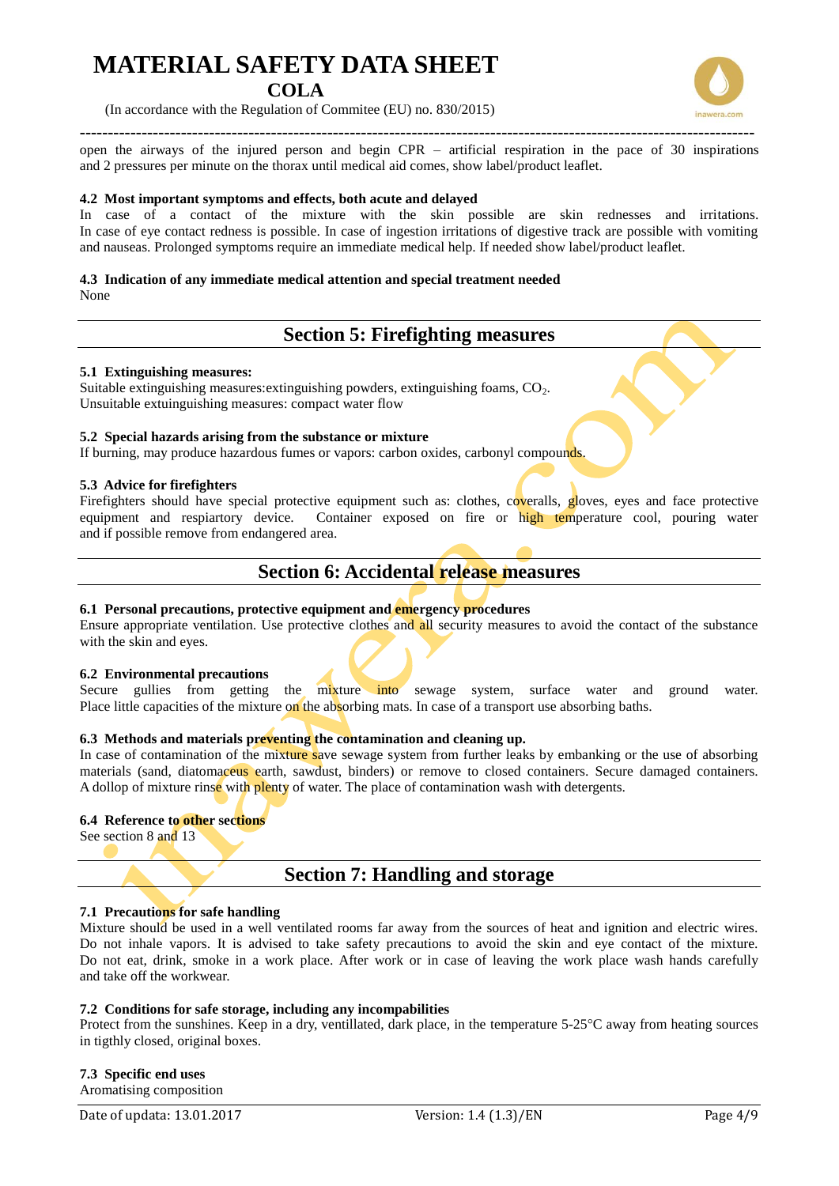open the airways of the injured person and begin CPR – artificial respiration in the pace of 30 inspirations and 2 pressures per minute on the thorax until medical aid comes, show label/product leaflet.

### 4.2 Most important symptoms and effects, both acute and delayed

In case of a contact of the mixture with the skin possible are skin rednesses and irritations. In case of eye contact redness is possible. In case of ingestion irritations of digestive track are possible with vomiting and nauseas. Prolonged symptoms require an immediate medical help. If needed show label/product leaflet.

### 4.3 Indication of any immediate medical attention and special treatment needed

None

## Section 5: Firefighting measures

### 5.1 Extinguishing measures:

Suitable extinguishing measures:extinguishing powders, extinguishing foams, $CO_2$.
Unsuitable extuinguishing measures: compact water flow

### 5.2 Special hazards arising from the substance or mixture

If burning, may produce hazardous fumes or vapors: carbon oxides, carbonyl compounds.

### 5.3 Advice for firefighters

Firefighters should have special protective equipment such as: clothes, coveralls, gloves, eyes and face protective equipment and respiartory device. Container exposed on fire or high temperature cool, pouring water and if possible remove from endangered area.

## Section 6: Accidental release measures

### 6.1 Personal precautions, protective equipment and emergency procedures

Ensure appropriate ventilation. Use protective clothes and all security measures to avoid the contact of the substance with the skin and eyes.

### 6.2 Environmental precautions

Secure gullies from getting the mixture into sewage system, surface water and ground water. Place little capacities of the mixture on the absorbing mats. In case of a transport use absorbing baths.

### 6.3 Methods and materials preventing the contamination and cleaning up.

In case of contamination of the mixture save sewage system from further leaks by embanking or the use of absorbing materials (sand, diatomaceus earth, sawdust, binders) or remove to closed containers. Secure damaged containers. A dollop of mixture rinse with plenty of water. The place of contamination wash with detergents.

### 6.4 Reference to other sections

See section 8 and 13

## Section 7: Handling and storage

### 7.1 Precautions for safe handling

Mixture should be used in a well ventilated rooms far away from the sources of heat and ignition and electric wires. Do not inhale vapors. It is advised to take safety precautions to avoid the skin and eye contact of the mixture. Do not eat, drink, smoke in a work place. After work or in case of leaving the work place wash hands carefully and take off the workwear.

### 7.2 Conditions for safe storage, including any incompabilities

Protect from the sunshines. Keep in a dry, ventillated, dark place, in the temperature 5-25°C away from heating sources in tigthly closed, original boxes.

### 7.3 Specific end uses

Aromatising composition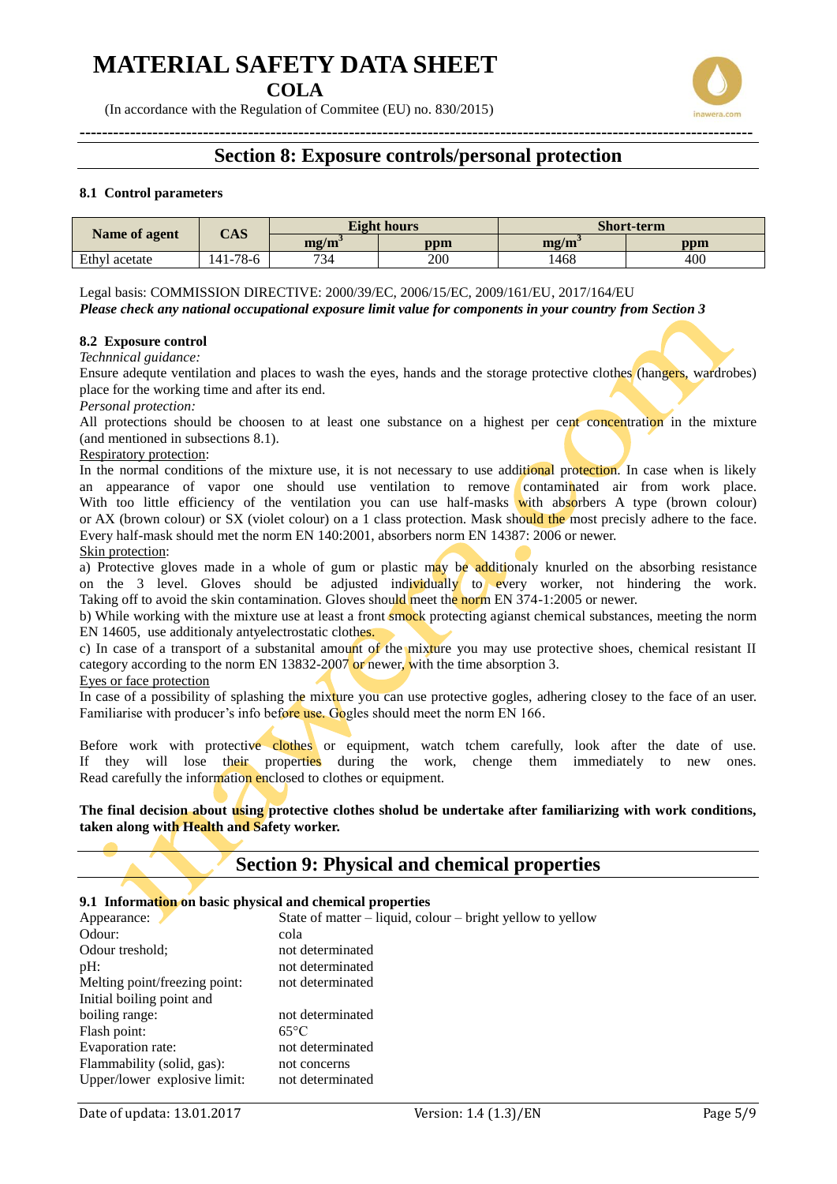## Section 8: Exposure controls/personal protection

### 8.1 Control parameters

| Name of agent | CAS | Eight hours | | Short-term | |
|---|---|---|---|---|---|
| | | $mg/m^3$ | ppm | $mg/m^3$ | ppm |
| Ethyl acetate | 141-78-6 | 734 | 200 | 1468 | 400 |

Legal basis: COMMISSION DIRECTIVE: 2000/39/EC, 2006/15/EC, 2009/161/EU, 2017/164/EU

***Please check any national occupational exposure limit value for components in your country from Section 3***

### 8.2 Exposure control

*Technnical guidance:*

Ensure adequte ventilation and places to wash the eyes, hands and the storage protective clothes (hangers, wardrobes) place for the working time and after its end.

*Personal protection:*

All protections should be choosen to at least one substance on a highest per cent concentration in the mixture (and mentioned in subsections 8.1).

Respiratory protection:

In the normal conditions of the mixture use, it is not necessary to use additional protection. In case when is likely an appearance of vapor one should use ventilation to remove contaminated air from work place. With too little efficiency of the ventilation you can use half-masks with absorbers A type (brown colour) or AX (brown colour) or SX (violet colour) on a 1 class protection. Mask should the most precisly adhere to the face. Every half-mask should met the norm EN 140:2001, absorbers norm EN 14387: 2006 or newer.

Skin protection:

a) Protective gloves made in a whole of gum or plastic may be additionaly knurled on the absorbing resistance on the 3 level. Gloves should be adjusted individually to every worker, not hindering the work. Taking off to avoid the skin contamination. Gloves should meet the norm EN 374-1:2005 or newer.

b) While working with the mixture use at least a front smock protecting agianst chemical substances, meeting the norm EN 14605, use additionaly antyelectrostatic clothes.

c) In case of a transport of a substanital amount of the mixture you may use protective shoes, chemical resistant II category according to the norm EN 13832-2007 or newer, with the time absorption 3.

Eyes or face protection

In case of a possibility of splashing the mixture you can use protective gogles, adhering closey to the face of an user. Familiarise with producer's info before use. Gogles should meet the norm EN 166.

Before work with protective clothes or equipment, watch tchem carefully, look after the date of use. If they will lose their properties during the work, chenge them immediately to new ones. Read carefully the information enclosed to clothes or equipment.

**The final decision about using protective clothes sholud be undertake after familiarizing with work conditions, taken along with Health and Safety worker.**

## Section 9: Physical and chemical properties

### 9.1 Information on basic physical and chemical properties

| | |
|---|---|
| Appearance: | State of matter – liquid, colour – bright yellow to yellow |
| Odour: | cola |
| Odour treshold; | not determinated |
| pH: | not determinated |
| Melting point/freezing point: | not determinated |
| Initial boiling point and boiling range: | not determinated |
| Flash point: | 65°C |
| Evaporation rate: | not determinated |
| Flammability (solid, gas): | not concerns |
| Upper/lower explosive limit: | not determinated |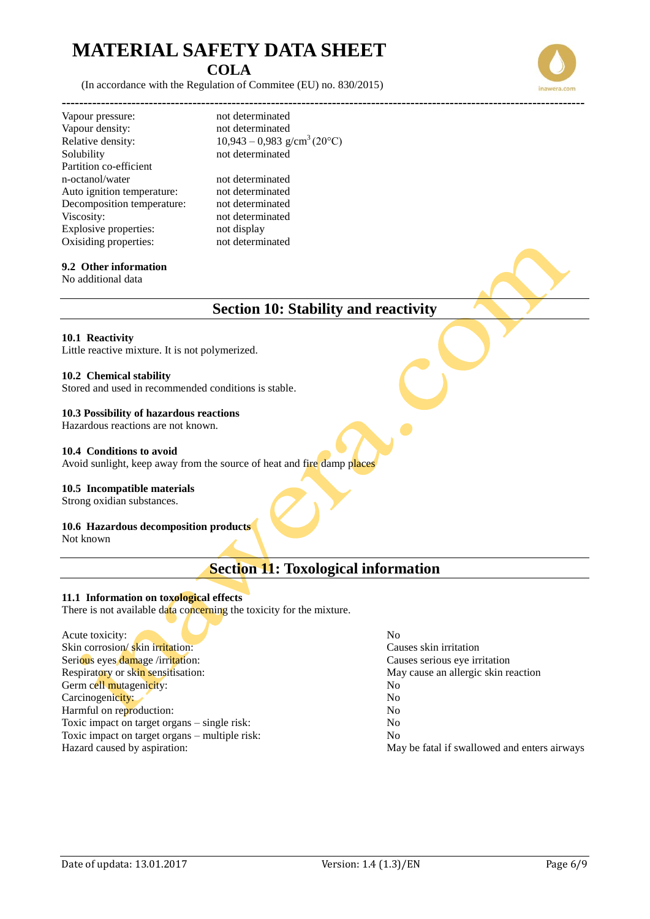| | |
|---|---|
| Vapour pressure: | not determinated |
| Vapour density: | not determinated |
| Relative density: | 10,943 – 0,983 g/cm$^3$ (20°C) |
| Solubility | not determinated |
| Partition co-efficient n-octanol/water | not determinated |
| Auto ignition temperature: | not determinated |
| Decomposition temperature: | not determinated |
| Viscosity: | not determinated |
| Explosive properties: | not display |
| Oxisiding properties: | not determinated |

**9.2 Other information**

No additional data

## Section 10: Stability and reactivity

**10.1 Reactivity**

Little reactive mixture. It is not polymerized.

**10.2 Chemical stability**

Stored and used in recommended conditions is stable.

**10.3 Possibility of hazardous reactions**

Hazardous reactions are not known.

**10.4 Conditions to avoid**

Avoid sunlight, keep away from the source of heat and fire damp places

**10.5 Incompatible materials**

Strong oxidian substances.

**10.6 Hazardous decomposition products**

Not known

## Section 11: Toxological information

**11.1 Information on toxological effects**

There is not available data concerning the toxicity for the mixture.

| | |
|---|---|
| Acute toxicity: | No |
| Skin corrosion/ skin irritation: | Causes skin irritation |
| Serious eyes damage /irritation: | Causes serious eye irritation |
| Respiratory or skin sensitisation: | May cause an allergic skin reaction |
| Germ cell mutagenicity: | No |
| Carcinogenicity: | No |
| Harmful on reproduction: | No |
| Toxic impact on target organs – single risk: | No |
| Toxic impact on target organs – multiple risk: | No |
| Hazard caused by aspiration: | May be fatal if swallowed and enters airways |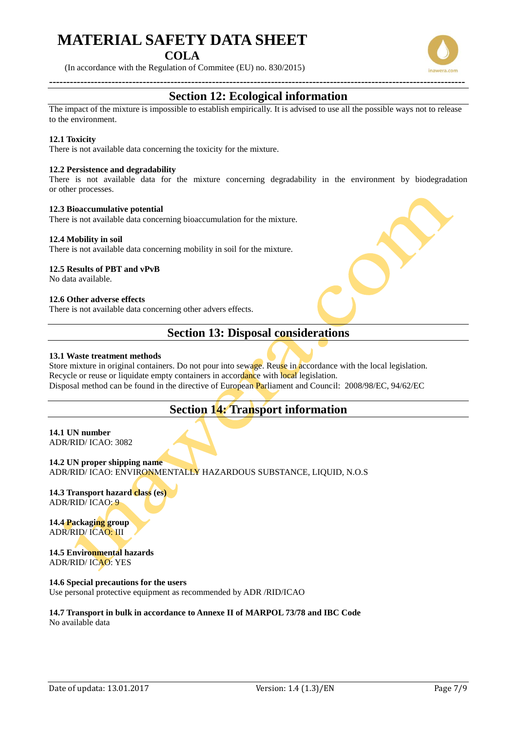## Section 12: Ecological information

The impact of the mixture is impossible to establish empirically. It is advised to use all the possible ways not to release to the environment.

**12.1 Toxicity**
There is not available data concerning the toxicity for the mixture.

**12.2 Persistence and degradability**
There is not available data for the mixture concerning degradability in the environment by biodegradation or other processes.

**12.3 Bioaccumulative potential**
There is not available data concerning bioaccumulation for the mixture.

**12.4 Mobility in soil**
There is not available data concerning mobility in soil for the mixture.

**12.5 Results of PBT and vPvB**
No data available.

**12.6 Other adverse effects**
There is not available data concerning other advers effects.

## Section 13: Disposal considerations

**13.1 Waste treatment methods**
Store mixture in original containers. Do not pour into sewage. Reuse in accordance with the local legislation.
Recycle or reuse or liquidate empty containers in accordance with local legislation.
Disposal method can be found in the directive of European Parliament and Council: 2008/98/EC, 94/62/EC

## Section 14: Transport information

**14.1 UN number**
ADR/RID/ ICAO: 3082

**14.2 UN proper shipping name**
ADR/RID/ ICAO: ENVIRONMENTALLY HAZARDOUS SUBSTANCE, LIQUID, N.O.S

**14.3 Transport hazard class (es)**
ADR/RID/ ICAO: 9

**14.4 Packaging group**
ADR/RID/ ICAO: III

**14.5 Environmental hazards**
ADR/RID/ ICAO: YES

**14.6 Special precautions for the users**
Use personal protective equipment as recommended by ADR /RID/ICAO

**14.7 Transport in bulk in accordance to Annexe II of MARPOL 73/78 and IBC Code**
No available data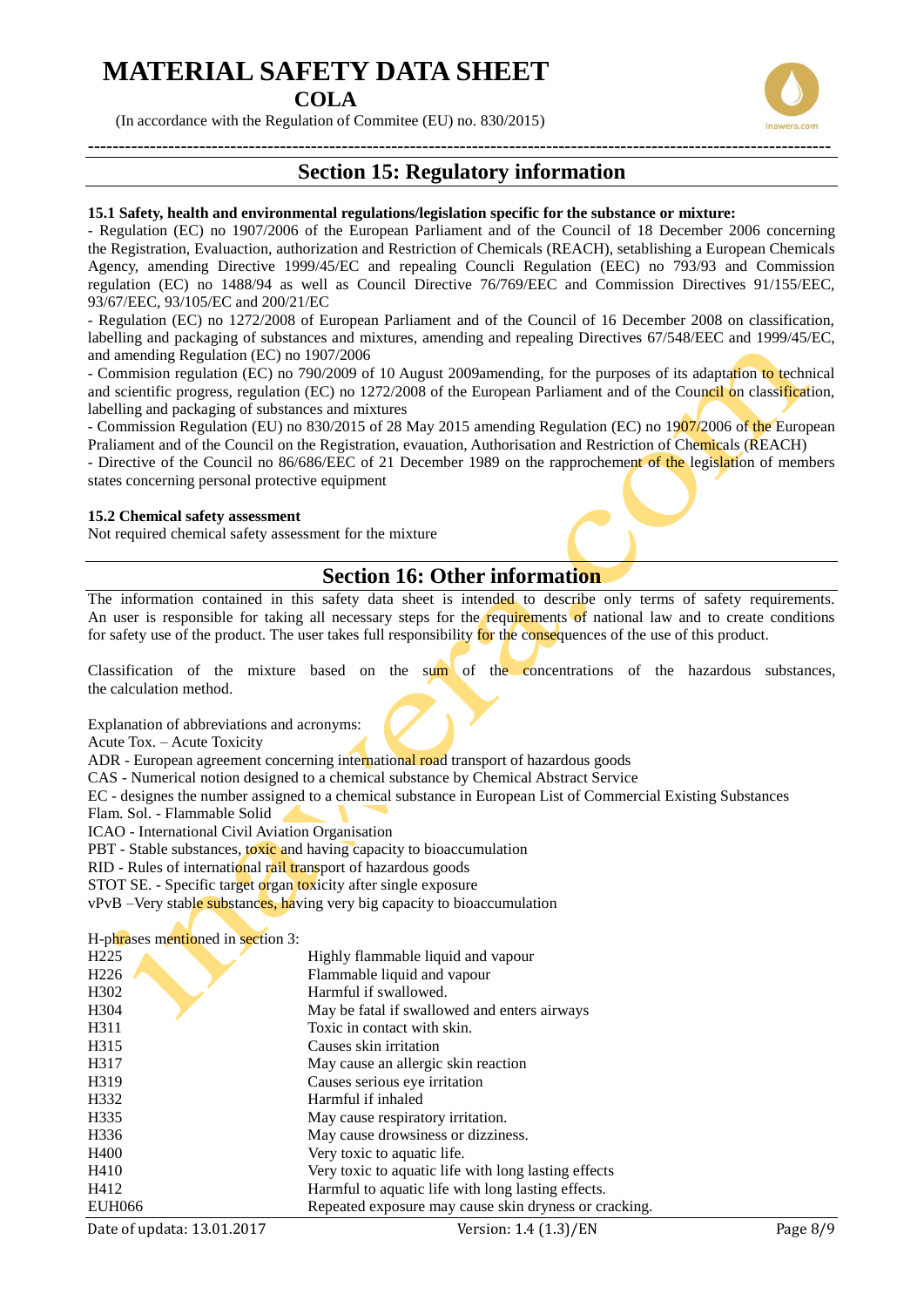## Section 15: Regulatory information

**15.1 Safety, health and environmental regulations/legislation specific for the substance or mixture:**

- Regulation (EC) no 1907/2006 of the European Parliament and of the Council of 18 December 2006 concerning the Registration, Evaluaction, authorization and Restriction of Chemicals (REACH), setablishing a European Chemicals Agency, amending Directive 1999/45/EC and repealing Counclі Regulation (EEC) no 793/93 and Commission regulation (EC) no 1488/94 as well as Council Directive 76/769/EEC and Commission Directives 91/155/EEC, 93/67/EEC, 93/105/EC and 200/21/EC
- Regulation (EC) no 1272/2008 of European Parliament and of the Council of 16 December 2008 on classification, labelling and packaging of substances and mixtures, amending and repealing Directives 67/548/EEC and 1999/45/EC, and amending Regulation (EC) no 1907/2006
- Commision regulation (EC) no 790/2009 of 10 August 2009amending, for the purposes of its adaptation to technical and scientific progress, regulation (EC) no 1272/2008 of the European Parliament and of the Council on classification, labelling and packaging of substances and mixtures
- Commission Regulation (EU) no 830/2015 of 28 May 2015 amending Regulation (EC) no 1907/2006 of the European Praliament and of the Council on the Registration, evauation, Authorisation and Restriction of Chemicals (REACH)
- Directive of the Council no 86/686/EEC of 21 December 1989 on the rapprochement of the legislation of members states concerning personal protective equipment

**15.2 Chemical safety assessment**

Not required chemical safety assessment for the mixture

## Section 16: Other information

The information contained in this safety data sheet is intended to describe only terms of safety requirements. An user is responsible for taking all necessary steps for the requirements of national law and to create conditions for safety use of the product. The user takes full responsibility for the consequences of the use of this product.

Classification of the mixture based on the sum of the concentrations of the hazardous substances, the calculation method.

Explanation of abbreviations and acronyms:

Acute Tox. – Acute Toxicity

ADR - European agreement concerning international road transport of hazardous goods

CAS - Numerical notion designed to a chemical substance by Chemical Abstract Service

EC - designes the number assigned to a chemical substance in European List of Commercial Existing Substances

Flam. Sol. - Flammable Solid

ICAO - International Civil Aviation Organisation

PBT - Stable substances, toxic and having capacity to bioaccumulation

RID - Rules of international rail transport of hazardous goods

STOT SE. - Specific target organ toxicity after single exposure

vPvB –Very stable substances, having very big capacity to bioaccumulation

H-phrases mentioned in section 3:

| | |
|---|---|
| H225 | Highly flammable liquid and vapour |
| H226 | Flammable liquid and vapour |
| H302 | Harmful if swallowed. |
| H304 | May be fatal if swallowed and enters airways |
| H311 | Toxic in contact with skin. |
| H315 | Causes skin irritation |
| H317 | May cause an allergic skin reaction |
| H319 | Causes serious eye irritation |
| H332 | Harmful if inhaled |
| H335 | May cause respiratory irritation. |
| H336 | May cause drowsiness or dizziness. |
| H400 | Very toxic to aquatic life. |
| H410 | Very toxic to aquatic life with long lasting effects |
| H412 | Harmful to aquatic life with long lasting effects. |
| EUH066 | Repeated exposure may cause skin dryness or cracking. |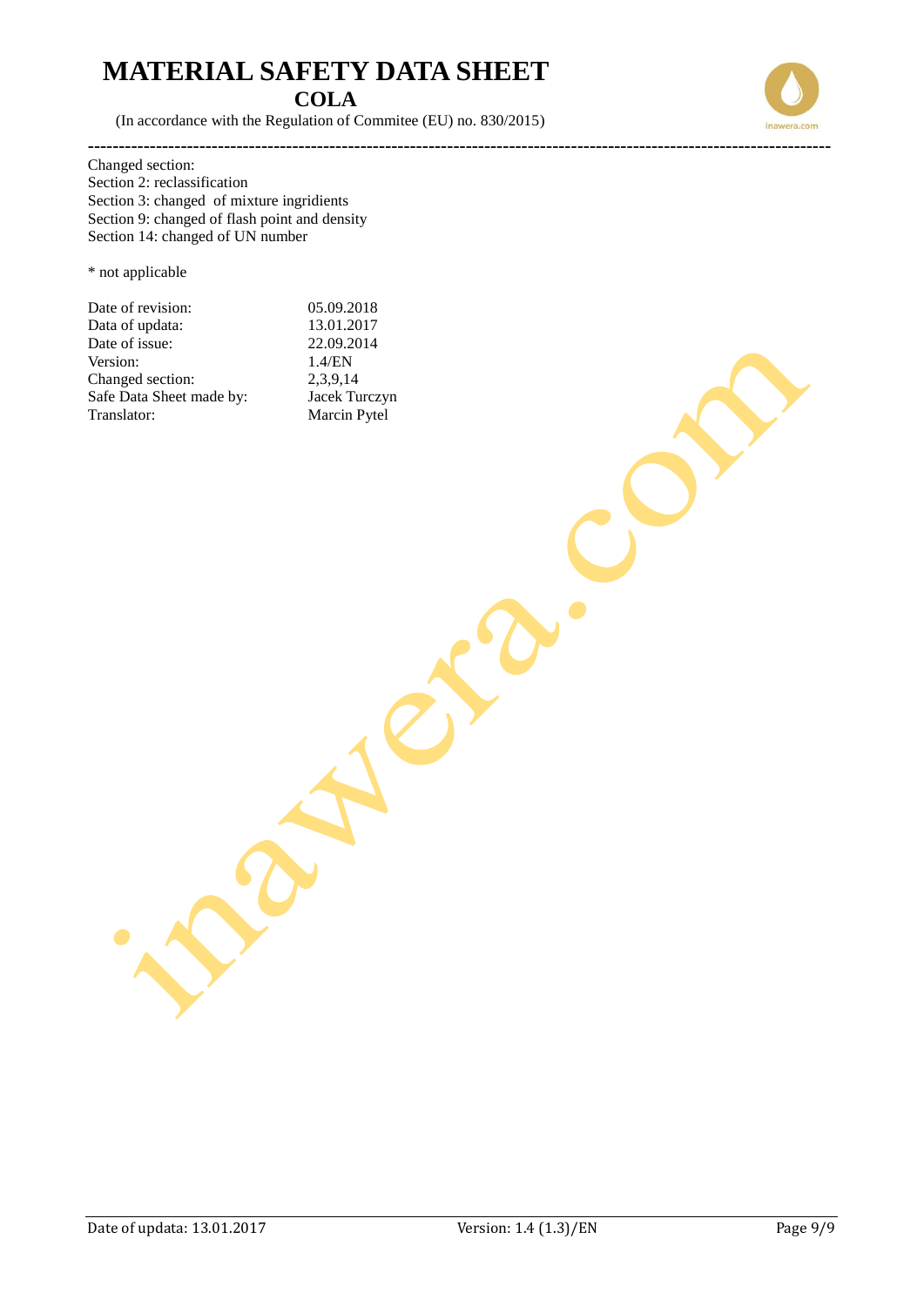Changed section:
Section 2: reclassification
Section 3: changed  of mixture ingridients
Section 9: changed of flash point and density
Section 14: changed of UN number

* not applicable

| | |
|---|---|
| Date of revision: | 05.09.2018 |
| Data of updata: | 13.01.2017 |
| Date of issue: | 22.09.2014 |
| Version: | 1.4/EN |
| Changed section: | 2,3,9,14 |
| Safe Data Sheet made by: | Jacek Turczyn |
| Translator: | Marcin Pytel |